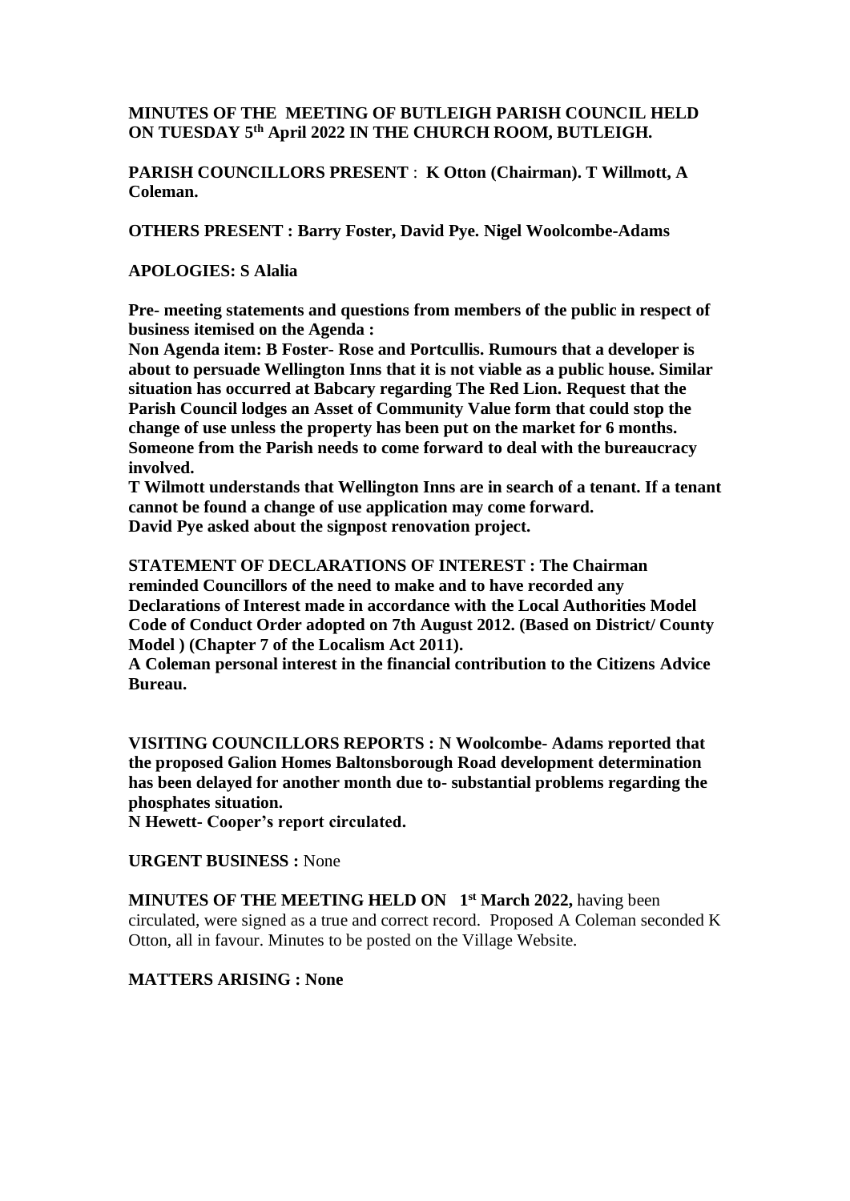**MINUTES OF THE MEETING OF BUTLEIGH PARISH COUNCIL HELD ON TUESDAY 5th April 2022 IN THE CHURCH ROOM, BUTLEIGH.**

**PARISH COUNCILLORS PRESENT** : **K Otton (Chairman). T Willmott, A Coleman.**

**OTHERS PRESENT : Barry Foster, David Pye. Nigel Woolcombe-Adams**

**APOLOGIES: S Alalia**

**Pre- meeting statements and questions from members of the public in respect of business itemised on the Agenda :**
**Non Agenda item: B Foster- Rose and Portcullis. Rumours that a developer is about to persuade Wellington Inns that it is not viable as a public house. Similar situation has occurred at Babcary regarding The Red Lion. Request that the Parish Council lodges an Asset of Community Value form that could stop the change of use unless the property has been put on the market for 6 months. Someone from the Parish needs to come forward to deal with the bureaucracy involved.**
**T Wilmott understands that Wellington Inns are in search of a tenant. If a tenant cannot be found a change of use application may come forward.**
**David Pye asked about the signpost renovation project.**

**STATEMENT OF DECLARATIONS OF INTEREST : The Chairman reminded Councillors of the need to make and to have recorded any Declarations of Interest made in accordance with the Local Authorities Model Code of Conduct Order adopted on 7th August 2012. (Based on District/ County Model ) (Chapter 7 of the Localism Act 2011).**
**A Coleman personal interest in the financial contribution to the Citizens Advice Bureau.**

**VISITING COUNCILLORS REPORTS : N Woolcombe- Adams reported that the proposed Galion Homes Baltonsborough Road development determination has been delayed for another month due to- substantial problems regarding the phosphates situation.**
**N Hewett- Cooper's report circulated.**

**URGENT BUSINESS :** None

**MINUTES OF THE MEETING HELD ON 1st March 2022,** having been circulated, were signed as a true and correct record. Proposed A Coleman seconded K Otton, all in favour. Minutes to be posted on the Village Website.

**MATTERS ARISING : None**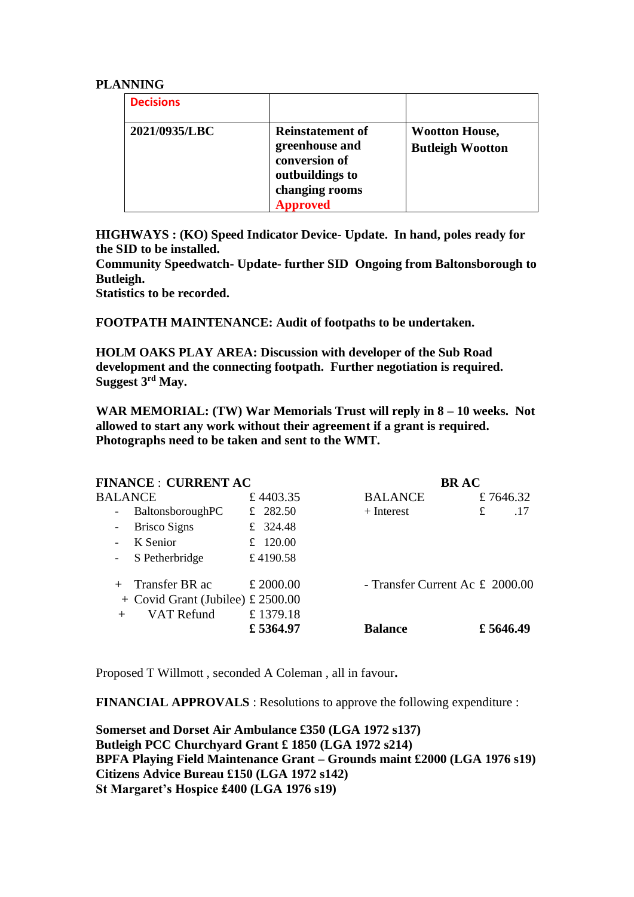**PLANNING**

| Decisions | | |
|---|---|---|
| 2021/0935/LBC | **Reinstatement of greenhouse and conversion of outbuildings to changing rooms Approved** | **Wootton House, Butleigh Wootton** |

**HIGHWAYS : (KO) Speed Indicator Device- Update. In hand, poles ready for the SID to be installed.**
**Community Speedwatch- Update- further SID Ongoing from Baltonsborough to Butleigh.**
**Statistics to be recorded.**

**FOOTPATH MAINTENANCE: Audit of footpaths to be undertaken.**

**HOLM OAKS PLAY AREA: Discussion with developer of the Sub Road development and the connecting footpath. Further negotiation is required. Suggest 3rd May.**

**WAR MEMORIAL: (TW) War Memorials Trust will reply in 8 – 10 weeks. Not allowed to start any work without their agreement if a grant is required. Photographs need to be taken and sent to the WMT.**

| **FINANCE : CURRENT AC** | | **BR AC** | |
|---|---|---|---|
| BALANCE | £ 4403.35 | BALANCE | £ 7646.32 |
| - BaltonsboroughPC | £ 282.50 | + Interest | £ .17 |
| - Brisco Signs | £ 324.48 | | |
| - K Senior | £ 120.00 | | |
| - S Petherbridge | £ 4190.58 | | |
| + Transfer BR ac | £ 2000.00 | - Transfer Current Ac | £ 2000.00 |
| + Covid Grant (Jubilee) | £ 2500.00 | | |
| + VAT Refund | £ 1379.18 | | |
| | **£ 5364.97** | **Balance** | **£ 5646.49** |

Proposed T Willmott , seconded A Coleman , all in favour**.**

**FINANCIAL APPROVALS** : Resolutions to approve the following expenditure :

**Somerset and Dorset Air Ambulance £350 (LGA 1972 s137)**
**Butleigh PCC Churchyard Grant £ 1850 (LGA 1972 s214)**
**BPFA Playing Field Maintenance Grant – Grounds maint £2000 (LGA 1976 s19)**
**Citizens Advice Bureau £150 (LGA 1972 s142)**
**St Margaret's Hospice £400 (LGA 1976 s19)**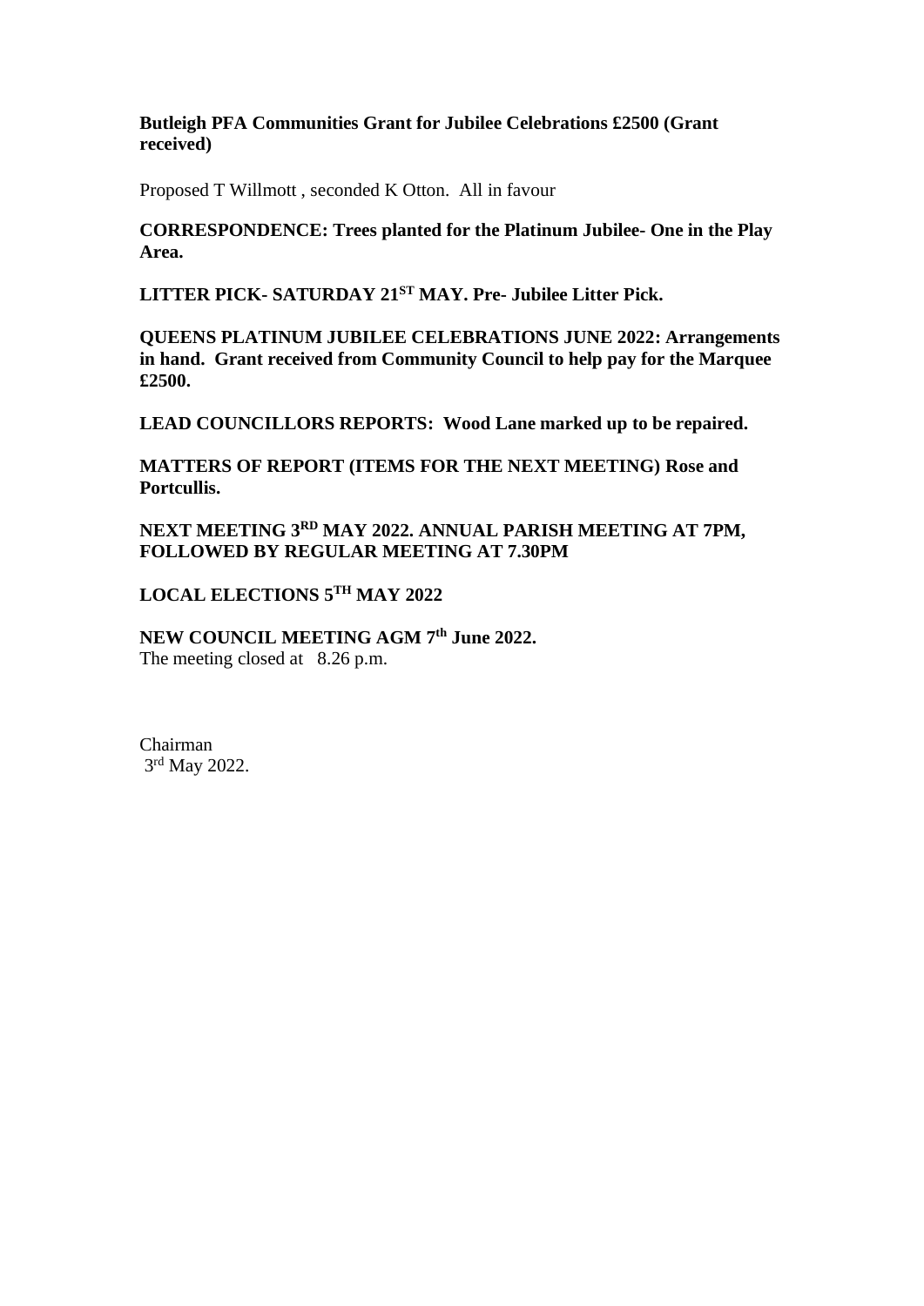**Butleigh PFA Communities Grant for Jubilee Celebrations £2500 (Grant received)**

Proposed T Willmott , seconded K Otton. All in favour

**CORRESPONDENCE: Trees planted for the Platinum Jubilee- One in the Play Area.**

**LITTER PICK- SATURDAY 21ST MAY. Pre- Jubilee Litter Pick.**

**QUEENS PLATINUM JUBILEE CELEBRATIONS JUNE 2022: Arrangements in hand. Grant received from Community Council to help pay for the Marquee £2500.**

**LEAD COUNCILLORS REPORTS: Wood Lane marked up to be repaired.**

**MATTERS OF REPORT (ITEMS FOR THE NEXT MEETING) Rose and Portcullis.**

**NEXT MEETING 3RD MAY 2022. ANNUAL PARISH MEETING AT 7PM, FOLLOWED BY REGULAR MEETING AT 7.30PM**

**LOCAL ELECTIONS 5TH MAY 2022**

**NEW COUNCIL MEETING AGM 7th June 2022.**

The meeting closed at 8.26 p.m.

Chairman

3rd May 2022.